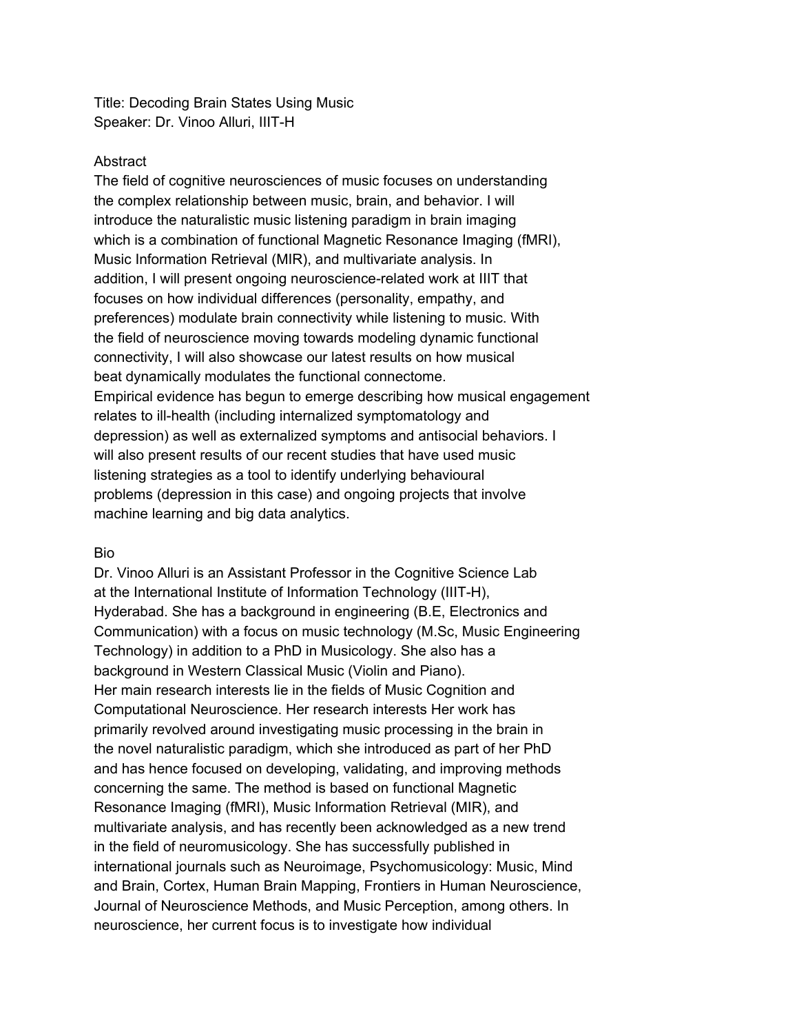Title: Decoding Brain States Using Music
Speaker: Dr. Vinoo Alluri, IIIT-H

## Abstract

The field of cognitive neurosciences of music focuses on understanding the complex relationship between music, brain, and behavior. I will introduce the naturalistic music listening paradigm in brain imaging which is a combination of functional Magnetic Resonance Imaging (fMRI), Music Information Retrieval (MIR), and multivariate analysis. In addition, I will present ongoing neuroscience-related work at IIIT that focuses on how individual differences (personality, empathy, and preferences) modulate brain connectivity while listening to music. With the field of neuroscience moving towards modeling dynamic functional connectivity, I will also showcase our latest results on how musical beat dynamically modulates the functional connectome.
Empirical evidence has begun to emerge describing how musical engagement relates to ill-health (including internalized symptomatology and depression) as well as externalized symptoms and antisocial behaviors. I will also present results of our recent studies that have used music listening strategies as a tool to identify underlying behavioural problems (depression in this case) and ongoing projects that involve machine learning and big data analytics.

## Bio

Dr. Vinoo Alluri is an Assistant Professor in the Cognitive Science Lab at the International Institute of Information Technology (IIIT-H), Hyderabad. She has a background in engineering (B.E, Electronics and Communication) with a focus on music technology (M.Sc, Music Engineering Technology) in addition to a PhD in Musicology. She also has a background in Western Classical Music (Violin and Piano).
Her main research interests lie in the fields of Music Cognition and Computational Neuroscience. Her research interests Her work has primarily revolved around investigating music processing in the brain in the novel naturalistic paradigm, which she introduced as part of her PhD and has hence focused on developing, validating, and improving methods concerning the same. The method is based on functional Magnetic Resonance Imaging (fMRI), Music Information Retrieval (MIR), and multivariate analysis, and has recently been acknowledged as a new trend in the field of neuromusicology. She has successfully published in international journals such as Neuroimage, Psychomusicology: Music, Mind and Brain, Cortex, Human Brain Mapping, Frontiers in Human Neuroscience, Journal of Neuroscience Methods, and Music Perception, among others. In neuroscience, her current focus is to investigate how individual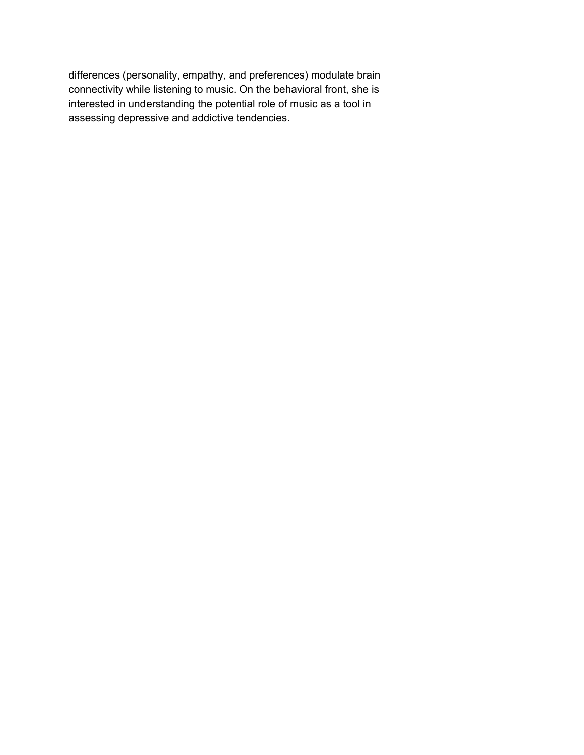differences (personality, empathy, and preferences) modulate brain connectivity while listening to music. On the behavioral front, she is interested in understanding the potential role of music as a tool in assessing depressive and addictive tendencies.